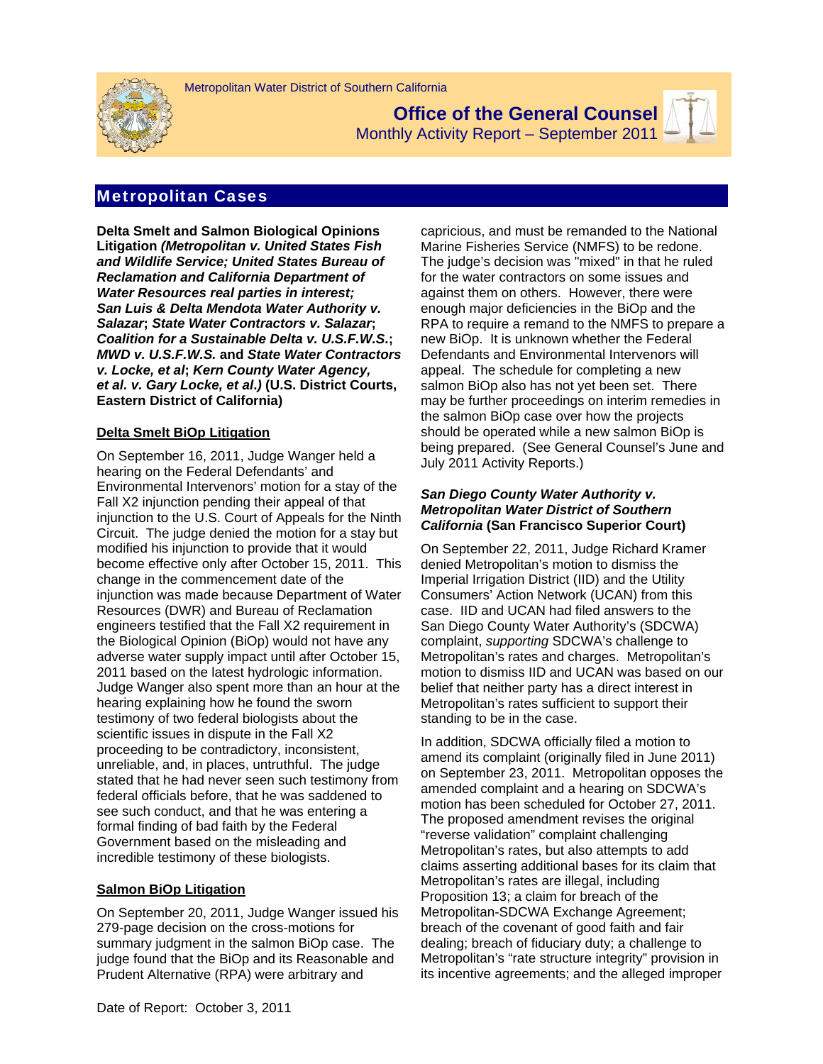Metropolitan Water District of Southern California

# Office of the General Counsel

Monthly Activity Report – September 2011

## Metropolitan Cases

**Delta Smelt and Salmon Biological Opinions Litigation *(Metropolitan v. United States Fish and Wildlife Service; United States Bureau of Reclamation and California Department of Water Resources real parties in interest; San Luis & Delta Mendota Water Authority v. Salazar*; *State Water Contractors v. Salazar*; *Coalition for a Sustainable Delta v. U.S.F.W.S.*; *MWD v. U.S.F.W.S.* and *State Water Contractors v. Locke, et al*; *Kern County Water Agency, et al. v. Gary Locke, et al.)* (U.S. District Courts, Eastern District of California)**

### Delta Smelt BiOp Litigation

On September 16, 2011, Judge Wanger held a hearing on the Federal Defendants' and Environmental Intervenors' motion for a stay of the Fall X2 injunction pending their appeal of that injunction to the U.S. Court of Appeals for the Ninth Circuit. The judge denied the motion for a stay but modified his injunction to provide that it would become effective only after October 15, 2011. This change in the commencement date of the injunction was made because Department of Water Resources (DWR) and Bureau of Reclamation engineers testified that the Fall X2 requirement in the Biological Opinion (BiOp) would not have any adverse water supply impact until after October 15, 2011 based on the latest hydrologic information. Judge Wanger also spent more than an hour at the hearing explaining how he found the sworn testimony of two federal biologists about the scientific issues in dispute in the Fall X2 proceeding to be contradictory, inconsistent, unreliable, and, in places, untruthful. The judge stated that he had never seen such testimony from federal officials before, that he was saddened to see such conduct, and that he was entering a formal finding of bad faith by the Federal Government based on the misleading and incredible testimony of these biologists.

### Salmon BiOp Litigation

On September 20, 2011, Judge Wanger issued his 279-page decision on the cross-motions for summary judgment in the salmon BiOp case. The judge found that the BiOp and its Reasonable and Prudent Alternative (RPA) were arbitrary and capricious, and must be remanded to the National Marine Fisheries Service (NMFS) to be redone. The judge's decision was "mixed" in that he ruled for the water contractors on some issues and against them on others. However, there were enough major deficiencies in the BiOp and the RPA to require a remand to the NMFS to prepare a new BiOp. It is unknown whether the Federal Defendants and Environmental Intervenors will appeal. The schedule for completing a new salmon BiOp also has not yet been set. There may be further proceedings on interim remedies in the salmon BiOp case over how the projects should be operated while a new salmon BiOp is being prepared. (See General Counsel's June and July 2011 Activity Reports.)

***San Diego County Water Authority v. Metropolitan Water District of Southern California* (San Francisco Superior Court)**

On September 22, 2011, Judge Richard Kramer denied Metropolitan's motion to dismiss the Imperial Irrigation District (IID) and the Utility Consumers' Action Network (UCAN) from this case. IID and UCAN had filed answers to the San Diego County Water Authority's (SDCWA) complaint, *supporting* SDCWA's challenge to Metropolitan's rates and charges. Metropolitan's motion to dismiss IID and UCAN was based on our belief that neither party has a direct interest in Metropolitan's rates sufficient to support their standing to be in the case.

In addition, SDCWA officially filed a motion to amend its complaint (originally filed in June 2011) on September 23, 2011. Metropolitan opposes the amended complaint and a hearing on SDCWA's motion has been scheduled for October 27, 2011. The proposed amendment revises the original "reverse validation" complaint challenging Metropolitan's rates, but also attempts to add claims asserting additional bases for its claim that Metropolitan's rates are illegal, including Proposition 13; a claim for breach of the Metropolitan-SDCWA Exchange Agreement; breach of the covenant of good faith and fair dealing; breach of fiduciary duty; a challenge to Metropolitan's "rate structure integrity" provision in its incentive agreements; and the alleged improper

Date of Report: October 3, 2011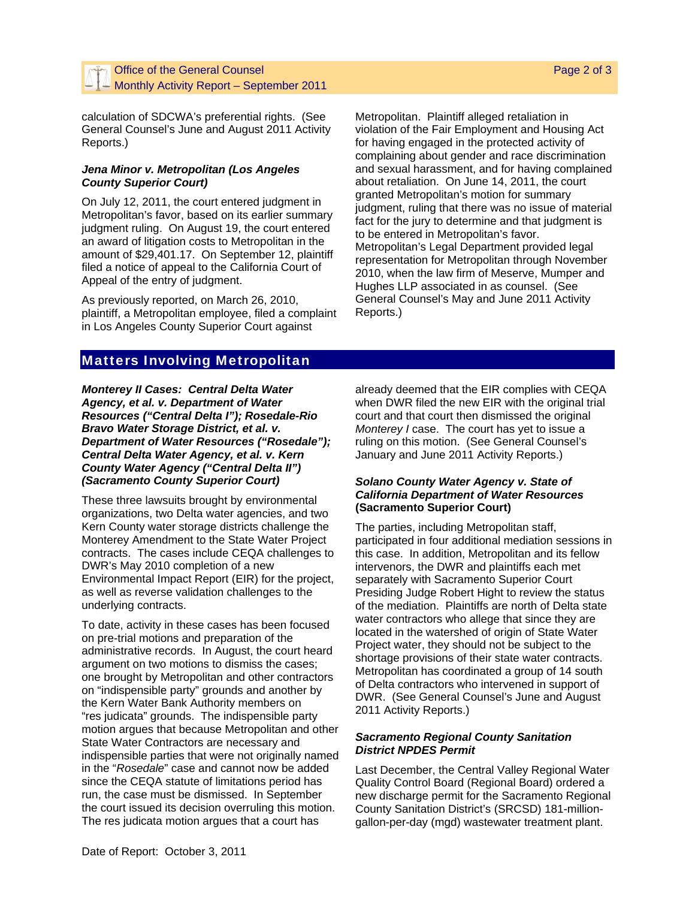calculation of SDCWA's preferential rights. (See General Counsel's June and August 2011 Activity Reports.)

***Jena Minor v. Metropolitan (Los Angeles County Superior Court)***

On July 12, 2011, the court entered judgment in Metropolitan's favor, based on its earlier summary judgment ruling. On August 19, the court entered an award of litigation costs to Metropolitan in the amount of $29,401.17. On September 12, plaintiff filed a notice of appeal to the California Court of Appeal of the entry of judgment.

As previously reported, on March 26, 2010, plaintiff, a Metropolitan employee, filed a complaint in Los Angeles County Superior Court against Metropolitan. Plaintiff alleged retaliation in violation of the Fair Employment and Housing Act for having engaged in the protected activity of complaining about gender and race discrimination and sexual harassment, and for having complained about retaliation. On June 14, 2011, the court granted Metropolitan's motion for summary judgment, ruling that there was no issue of material fact for the jury to determine and that judgment is to be entered in Metropolitan's favor. Metropolitan's Legal Department provided legal representation for Metropolitan through November 2010, when the law firm of Meserve, Mumper and Hughes LLP associated in as counsel. (See General Counsel's May and June 2011 Activity Reports.)

## Matters Involving Metropolitan

***Monterey II Cases: Central Delta Water Agency, et al. v. Department of Water Resources ("Central Delta I"); Rosedale-Rio Bravo Water Storage District, et al. v. Department of Water Resources ("Rosedale"); Central Delta Water Agency, et al. v. Kern County Water Agency ("Central Delta II") (Sacramento County Superior Court)***

These three lawsuits brought by environmental organizations, two Delta water agencies, and two Kern County water storage districts challenge the Monterey Amendment to the State Water Project contracts. The cases include CEQA challenges to DWR's May 2010 completion of a new Environmental Impact Report (EIR) for the project, as well as reverse validation challenges to the underlying contracts.

To date, activity in these cases has been focused on pre-trial motions and preparation of the administrative records. In August, the court heard argument on two motions to dismiss the cases; one brought by Metropolitan and other contractors on "indispensible party" grounds and another by the Kern Water Bank Authority members on "res judicata" grounds. The indispensible party motion argues that because Metropolitan and other State Water Contractors are necessary and indispensible parties that were not originally named in the "*Rosedale*" case and cannot now be added since the CEQA statute of limitations period has run, the case must be dismissed. In September the court issued its decision overruling this motion. The res judicata motion argues that a court has already deemed that the EIR complies with CEQA when DWR filed the new EIR with the original trial court and that court then dismissed the original *Monterey I* case. The court has yet to issue a ruling on this motion. (See General Counsel's January and June 2011 Activity Reports.)

***Solano County Water Agency v. State of California Department of Water Resources* (Sacramento Superior Court)**

The parties, including Metropolitan staff, participated in four additional mediation sessions in this case. In addition, Metropolitan and its fellow intervenors, the DWR and plaintiffs each met separately with Sacramento Superior Court Presiding Judge Robert Hight to review the status of the mediation. Plaintiffs are north of Delta state water contractors who allege that since they are located in the watershed of origin of State Water Project water, they should not be subject to the shortage provisions of their state water contracts. Metropolitan has coordinated a group of 14 south of Delta contractors who intervened in support of DWR. (See General Counsel's June and August 2011 Activity Reports.)

***Sacramento Regional County Sanitation District NPDES Permit***

Last December, the Central Valley Regional Water Quality Control Board (Regional Board) ordered a new discharge permit for the Sacramento Regional County Sanitation District's (SRCSD) 181-million-gallon-per-day (mgd) wastewater treatment plant.

Date of Report: October 3, 2011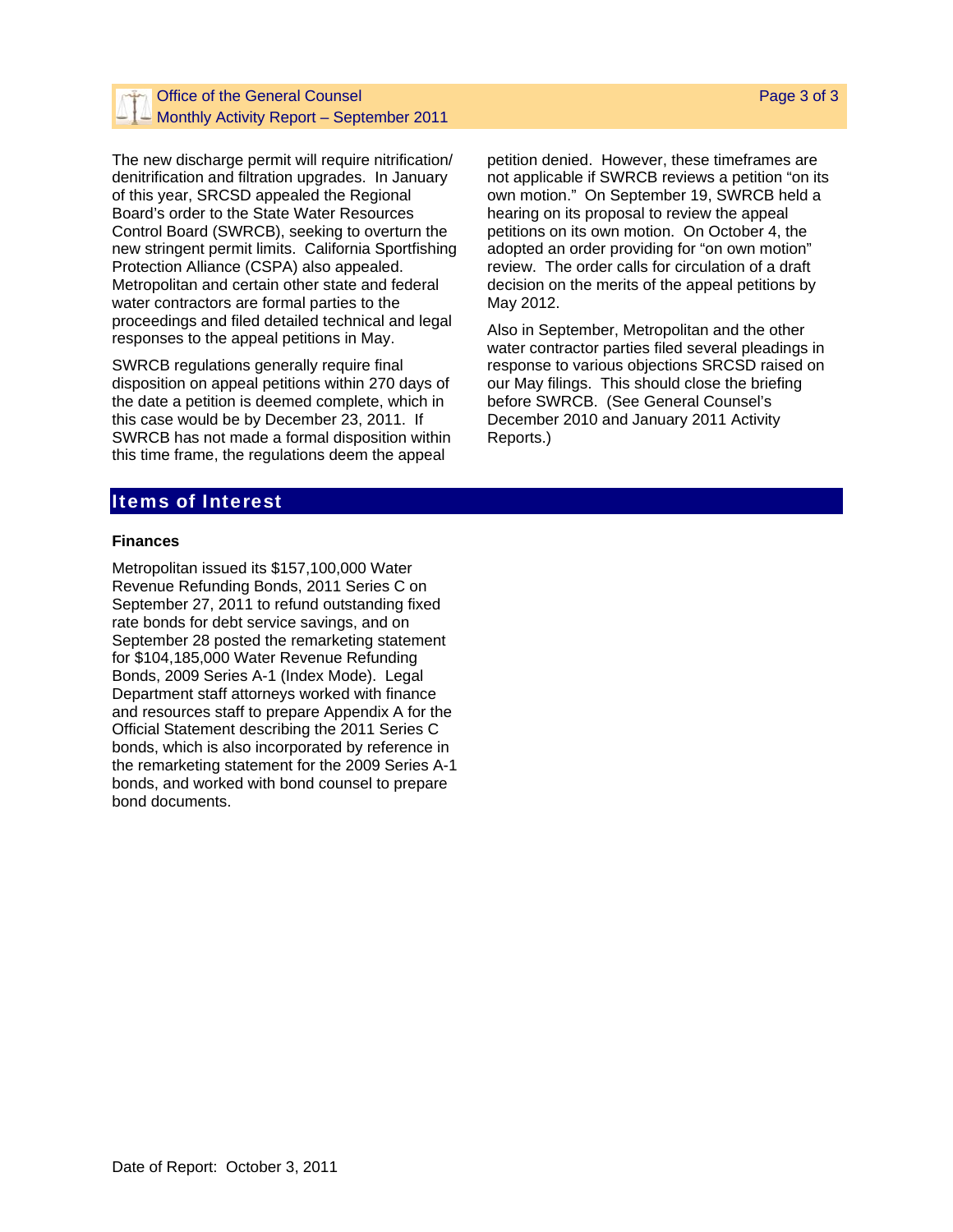The new discharge permit will require nitrification/ denitrification and filtration upgrades. In January of this year, SRCSD appealed the Regional Board's order to the State Water Resources Control Board (SWRCB), seeking to overturn the new stringent permit limits. California Sportfishing Protection Alliance (CSPA) also appealed. Metropolitan and certain other state and federal water contractors are formal parties to the proceedings and filed detailed technical and legal responses to the appeal petitions in May.

SWRCB regulations generally require final disposition on appeal petitions within 270 days of the date a petition is deemed complete, which in this case would be by December 23, 2011. If SWRCB has not made a formal disposition within this time frame, the regulations deem the appeal petition denied. However, these timeframes are not applicable if SWRCB reviews a petition "on its own motion." On September 19, SWRCB held a hearing on its proposal to review the appeal petitions on its own motion. On October 4, the adopted an order providing for "on own motion" review. The order calls for circulation of a draft decision on the merits of the appeal petitions by May 2012.

Also in September, Metropolitan and the other water contractor parties filed several pleadings in response to various objections SRCSD raised on our May filings. This should close the briefing before SWRCB. (See General Counsel's December 2010 and January 2011 Activity Reports.)

## Items of Interest

**Finances**

Metropolitan issued its $157,100,000 Water Revenue Refunding Bonds, 2011 Series C on September 27, 2011 to refund outstanding fixed rate bonds for debt service savings, and on September 28 posted the remarketing statement for $104,185,000 Water Revenue Refunding Bonds, 2009 Series A-1 (Index Mode). Legal Department staff attorneys worked with finance and resources staff to prepare Appendix A for the Official Statement describing the 2011 Series C bonds, which is also incorporated by reference in the remarketing statement for the 2009 Series A-1 bonds, and worked with bond counsel to prepare bond documents.

Date of Report: October 3, 2011